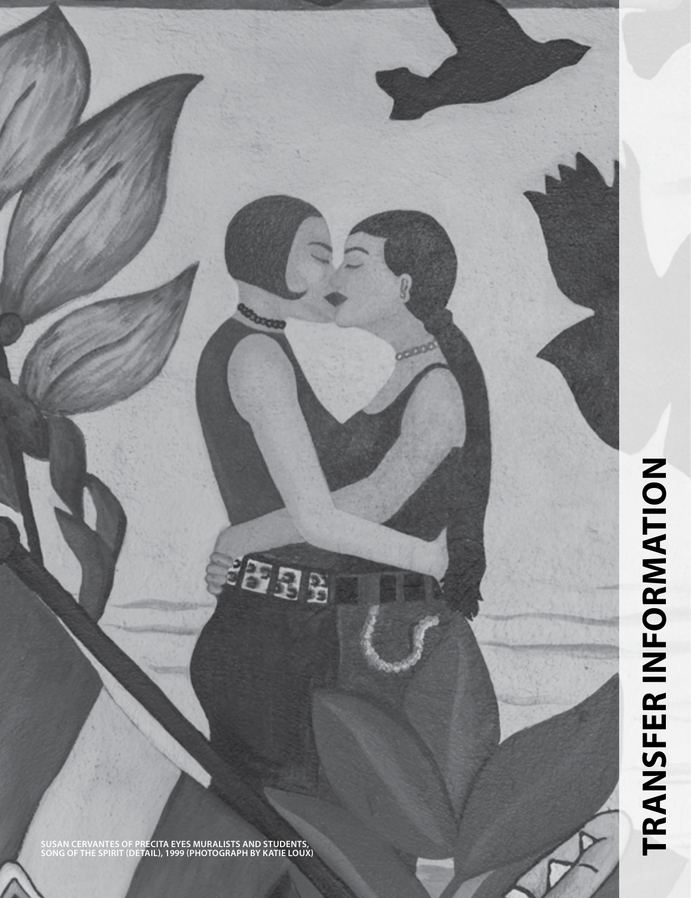# TRANSFER INFORMATION

SUSAN CERVANTES OF PRECITA EYES MURALISTS AND STUDENTS, SONG OF THE SPIRIT (DETAIL), 1999 (PHOTOGRAPH BY KATIE LOUX)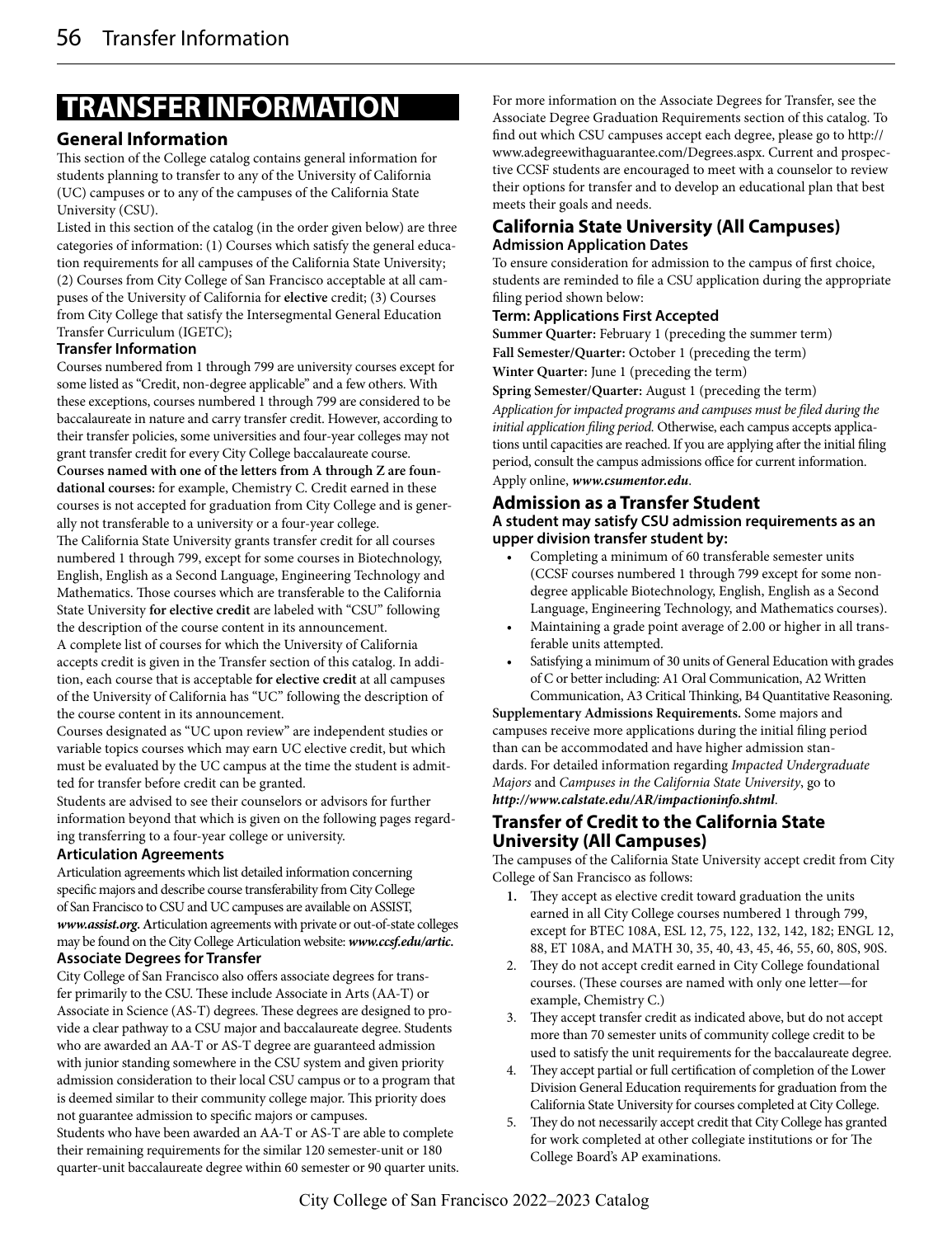# TRANSFER INFORMATION

## General Information

This section of the College catalog contains general information for students planning to transfer to any of the University of California (UC) campuses or to any of the campuses of the California State University (CSU).

Listed in this section of the catalog (in the order given below) are three categories of information: (1) Courses which satisfy the general education requirements for all campuses of the California State University; (2) Courses from City College of San Francisco acceptable at all campuses of the University of California for **elective** credit; (3) Courses from City College that satisfy the Intersegmental General Education Transfer Curriculum (IGETC);

### Transfer Information

Courses numbered from 1 through 799 are university courses except for some listed as "Credit, non-degree applicable" and a few others. With these exceptions, courses numbered 1 through 799 are considered to be baccalaureate in nature and carry transfer credit. However, according to their transfer policies, some universities and four-year colleges may not grant transfer credit for every City College baccalaureate course.

**Courses named with one of the letters from A through Z are foundational courses:** for example, Chemistry C. Credit earned in these courses is not accepted for graduation from City College and is generally not transferable to a university or a four-year college.

The California State University grants transfer credit for all courses numbered 1 through 799, except for some courses in Biotechnology, English, English as a Second Language, Engineering Technology and Mathematics. Those courses which are transferable to the California State University **for elective credit** are labeled with "CSU" following the description of the course content in its announcement.

A complete list of courses for which the University of California accepts credit is given in the Transfer section of this catalog. In addition, each course that is acceptable **for elective credit** at all campuses of the University of California has "UC" following the description of the course content in its announcement.

Courses designated as "UC upon review" are independent studies or variable topics courses which may earn UC elective credit, but which must be evaluated by the UC campus at the time the student is admitted for transfer before credit can be granted.

Students are advised to see their counselors or advisors for further information beyond that which is given on the following pages regarding transferring to a four-year college or university.

### Articulation Agreements

Articulation agreements which list detailed information concerning specific majors and describe course transferability from City College of San Francisco to CSU and UC campuses are available on ASSIST, ***www.assist.org.*** Articulation agreements with private or out-of-state colleges may be found on the City College Articulation website: ***www.ccsf.edu/artic.***

### Associate Degrees for Transfer

City College of San Francisco also offers associate degrees for transfer primarily to the CSU. These include Associate in Arts (AA-T) or Associate in Science (AS-T) degrees. These degrees are designed to provide a clear pathway to a CSU major and baccalaureate degree. Students who are awarded an AA-T or AS-T degree are guaranteed admission with junior standing somewhere in the CSU system and given priority admission consideration to their local CSU campus or to a program that is deemed similar to their community college major. This priority does not guarantee admission to specific majors or campuses.

Students who have been awarded an AA-T or AS-T are able to complete their remaining requirements for the similar 120 semester-unit or 180 quarter-unit baccalaureate degree within 60 semester or 90 quarter units.

For more information on the Associate Degrees for Transfer, see the Associate Degree Graduation Requirements section of this catalog. To find out which CSU campuses accept each degree, please go to http://www.adegreewithaguarantee.com/Degrees.aspx. Current and prospective CCSF students are encouraged to meet with a counselor to review their options for transfer and to develop an educational plan that best meets their goals and needs.

## California State University (All Campuses)

### Admission Application Dates

To ensure consideration for admission to the campus of first choice, students are reminded to file a CSU application during the appropriate filing period shown below:

**Term: Applications First Accepted**

**Summer Quarter:** February 1 (preceding the summer term)

**Fall Semester/Quarter:** October 1 (preceding the term)

**Winter Quarter:** June 1 (preceding the term)

**Spring Semester/Quarter:** August 1 (preceding the term)

*Application for impacted programs and campuses must be filed during the initial application filing period.* Otherwise, each campus accepts applications until capacities are reached. If you are applying after the initial filing period, consult the campus admissions office for current information.

Apply online, ***www.csumentor.edu***.

## Admission as a Transfer Student

### A student may satisfy CSU admission requirements as an upper division transfer student by:

- Completing a minimum of 60 transferable semester units (CCSF courses numbered 1 through 799 except for some non-degree applicable Biotechnology, English, English as a Second Language, Engineering Technology, and Mathematics courses).
- Maintaining a grade point average of 2.00 or higher in all transferable units attempted.
- Satisfying a minimum of 30 units of General Education with grades of C or better including: A1 Oral Communication, A2 Written Communication, A3 Critical Thinking, B4 Quantitative Reasoning.

**Supplementary Admissions Requirements.** Some majors and campuses receive more applications during the initial filing period than can be accommodated and have higher admission standards. For detailed information regarding *Impacted Undergraduate Majors* and *Campuses in the California State University*, go to ***http://www.calstate.edu/AR/impactioninfo.shtml***.

## Transfer of Credit to the California State University (All Campuses)

The campuses of the California State University accept credit from City College of San Francisco as follows:

1. They accept as elective credit toward graduation the units earned in all City College courses numbered 1 through 799, except for BTEC 108A, ESL 12, 75, 122, 132, 142, 182; ENGL 12, 88, ET 108A, and MATH 30, 35, 40, 43, 45, 46, 55, 60, 80S, 90S.
2. They do not accept credit earned in City College foundational courses. (These courses are named with only one letter—for example, Chemistry C.)
3. They accept transfer credit as indicated above, but do not accept more than 70 semester units of community college credit to be used to satisfy the unit requirements for the baccalaureate degree.
4. They accept partial or full certification of completion of the Lower Division General Education requirements for graduation from the California State University for courses completed at City College.
5. They do not necessarily accept credit that City College has granted for work completed at other collegiate institutions or for The College Board's AP examinations.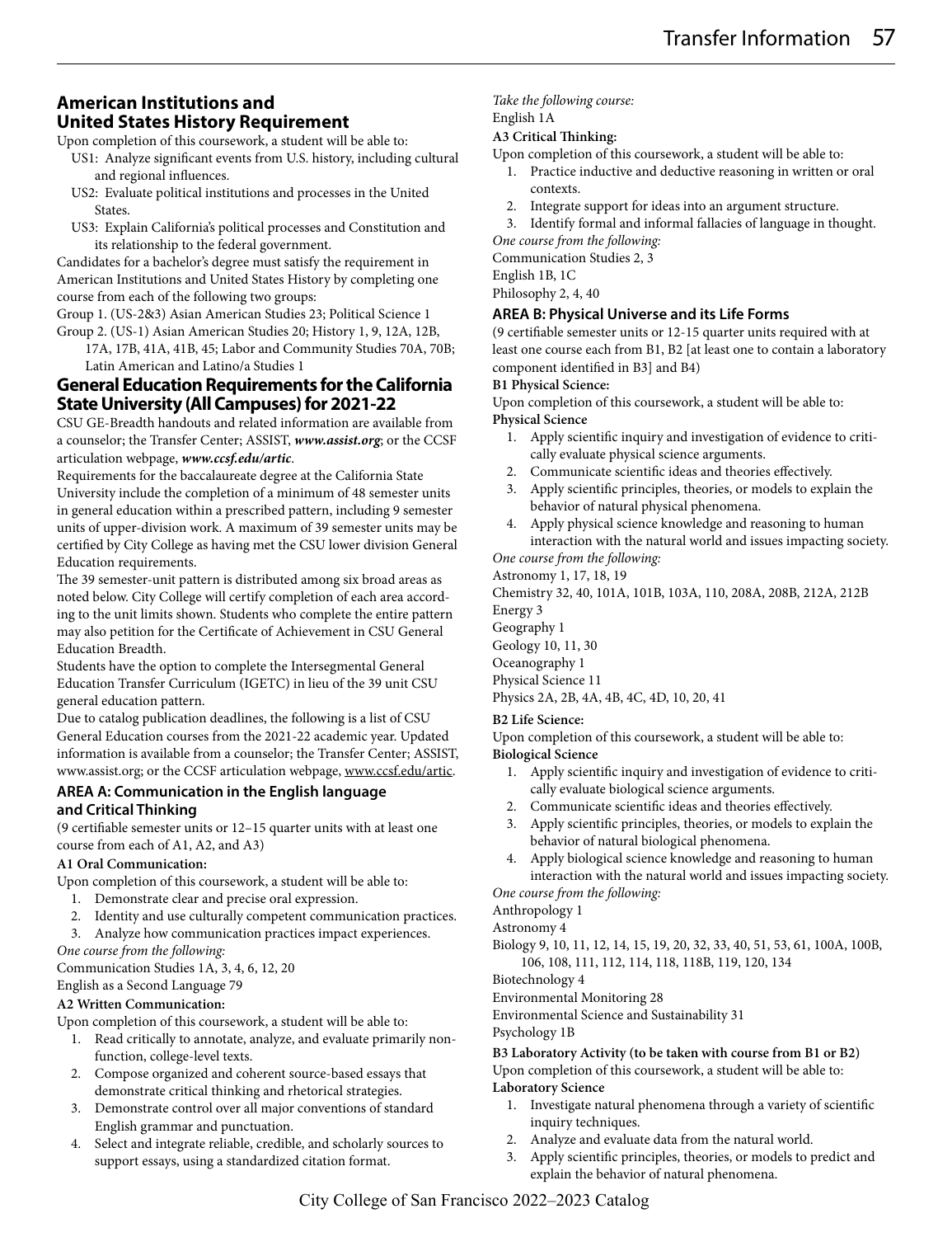## American Institutions and United States History Requirement

Upon completion of this coursework, a student will be able to:

- US1: Analyze significant events from U.S. history, including cultural and regional influences.
- US2: Evaluate political institutions and processes in the United States.
- US3: Explain California's political processes and Constitution and its relationship to the federal government.

Candidates for a bachelor's degree must satisfy the requirement in American Institutions and United States History by completing one course from each of the following two groups:

Group 1. (US-2&3) Asian American Studies 23; Political Science 1

Group 2. (US-1) Asian American Studies 20; History 1, 9, 12A, 12B, 17A, 17B, 41A, 41B, 45; Labor and Community Studies 70A, 70B; Latin American and Latino/a Studies 1

## General Education Requirements for the California State University (All Campuses) for 2021-22

CSU GE-Breadth handouts and related information are available from a counselor; the Transfer Center; ASSIST, ***www.assist.org***; or the CCSF articulation webpage, ***www.ccsf.edu/artic***.

Requirements for the baccalaureate degree at the California State University include the completion of a minimum of 48 semester units in general education within a prescribed pattern, including 9 semester units of upper-division work. A maximum of 39 semester units may be certified by City College as having met the CSU lower division General Education requirements.

The 39 semester-unit pattern is distributed among six broad areas as noted below. City College will certify completion of each area according to the unit limits shown. Students who complete the entire pattern may also petition for the Certificate of Achievement in CSU General Education Breadth.

Students have the option to complete the Intersegmental General Education Transfer Curriculum (IGETC) in lieu of the 39 unit CSU general education pattern.

Due to catalog publication deadlines, the following is a list of CSU General Education courses from the 2021-22 academic year. Updated information is available from a counselor; the Transfer Center; ASSIST, www.assist.org; or the CCSF articulation webpage, www.ccsf.edu/artic.

### AREA A: Communication in the English language and Critical Thinking

(9 certifiable semester units or 12–15 quarter units with at least one course from each of A1, A2, and A3)

**A1 Oral Communication:**

Upon completion of this coursework, a student will be able to:

1. Demonstrate clear and precise oral expression.
2. Identity and use culturally competent communication practices.
3. Analyze how communication practices impact experiences.

*One course from the following:*

Communication Studies 1A, 3, 4, 6, 12, 20

English as a Second Language 79

**A2 Written Communication:**

Upon completion of this coursework, a student will be able to:

1. Read critically to annotate, analyze, and evaluate primarily non-function, college-level texts.
2. Compose organized and coherent source-based essays that demonstrate critical thinking and rhetorical strategies.
3. Demonstrate control over all major conventions of standard English grammar and punctuation.
4. Select and integrate reliable, credible, and scholarly sources to support essays, using a standardized citation format.

*Take the following course:*

English 1A

**A3 Critical Thinking:**

Upon completion of this coursework, a student will be able to:

1. Practice inductive and deductive reasoning in written or oral contexts.
2. Integrate support for ideas into an argument structure.
3. Identify formal and informal fallacies of language in thought.

*One course from the following:*

Communication Studies 2, 3

English 1B, 1C

Philosophy 2, 4, 40

### AREA B: Physical Universe and its Life Forms

(9 certifiable semester units or 12-15 quarter units required with at least one course each from B1, B2 [at least one to contain a laboratory component identified in B3] and B4)

**B1 Physical Science:**

Upon completion of this coursework, a student will be able to:

**Physical Science**

1. Apply scientific inquiry and investigation of evidence to critically evaluate physical science arguments.
2. Communicate scientific ideas and theories effectively.
3. Apply scientific principles, theories, or models to explain the behavior of natural physical phenomena.
4. Apply physical science knowledge and reasoning to human interaction with the natural world and issues impacting society.

*One course from the following:*

Astronomy 1, 17, 18, 19

Chemistry 32, 40, 101A, 101B, 103A, 110, 208A, 208B, 212A, 212B

Energy 3

Geography 1

Geology 10, 11, 30

Oceanography 1

Physical Science 11

Physics 2A, 2B, 4A, 4B, 4C, 4D, 10, 20, 41

**B2 Life Science:**

Upon completion of this coursework, a student will be able to:

**Biological Science**

1. Apply scientific inquiry and investigation of evidence to critically evaluate biological science arguments.
2. Communicate scientific ideas and theories effectively.
3. Apply scientific principles, theories, or models to explain the behavior of natural biological phenomena.
4. Apply biological science knowledge and reasoning to human interaction with the natural world and issues impacting society.

*One course from the following:*

Anthropology 1

Astronomy 4

Biology 9, 10, 11, 12, 14, 15, 19, 20, 32, 33, 40, 51, 53, 61, 100A, 100B, 106, 108, 111, 112, 114, 118, 118B, 119, 120, 134

Biotechnology 4

Environmental Monitoring 28

Environmental Science and Sustainability 31

Psychology 1B

**B3 Laboratory Activity (to be taken with course from B1 or B2)**

Upon completion of this coursework, a student will be able to:

**Laboratory Science**

1. Investigate natural phenomena through a variety of scientific inquiry techniques.
2. Analyze and evaluate data from the natural world.
3. Apply scientific principles, theories, or models to predict and explain the behavior of natural phenomena.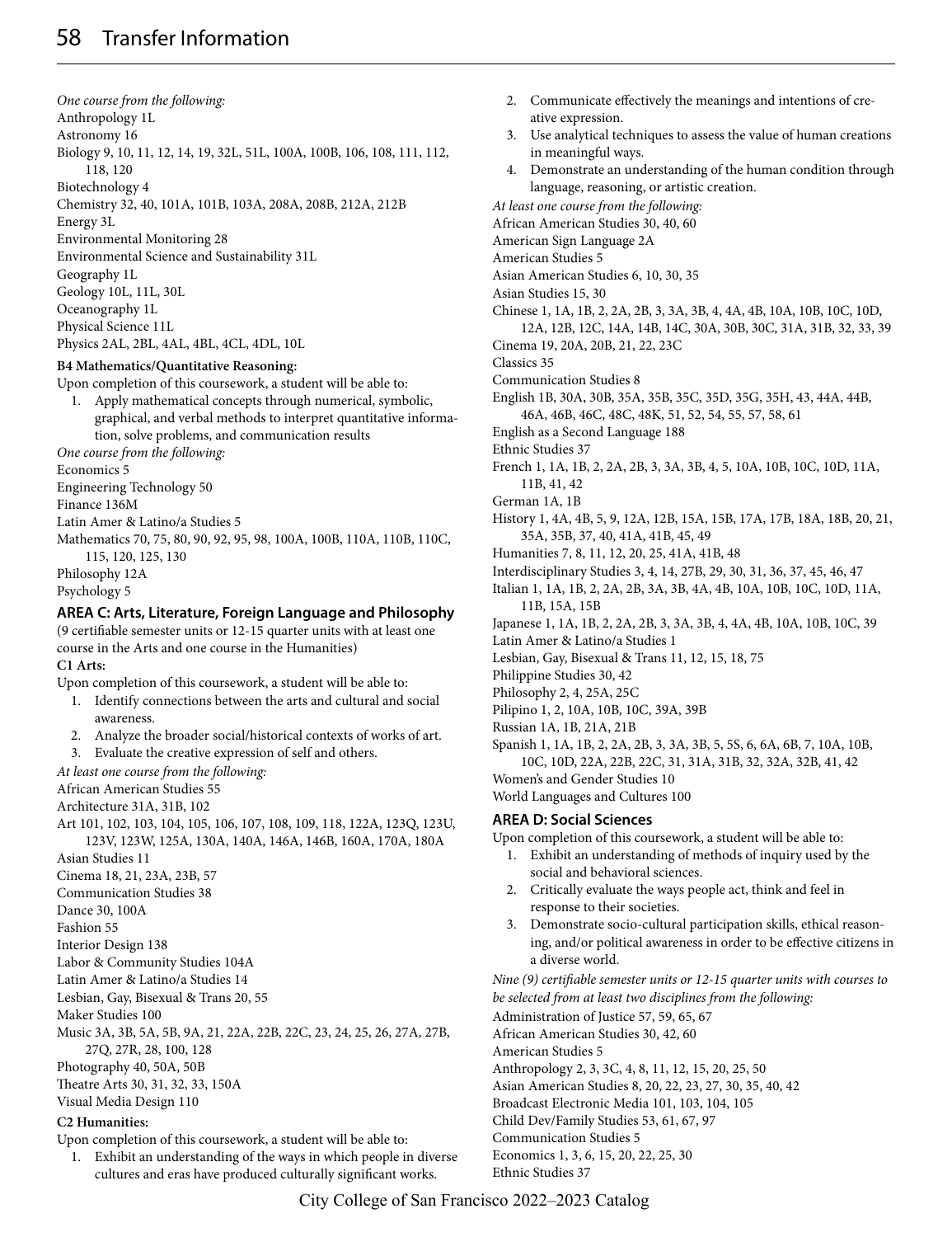*One course from the following:*
Anthropology 1L
Astronomy 16
Biology 9, 10, 11, 12, 14, 19, 32L, 51L, 100A, 100B, 106, 108, 111, 112, 118, 120
Biotechnology 4
Chemistry 32, 40, 101A, 101B, 103A, 208A, 208B, 212A, 212B
Energy 3L
Environmental Monitoring 28
Environmental Science and Sustainability 31L
Geography 1L
Geology 10L, 11L, 30L
Oceanography 1L
Physical Science 11L
Physics 2AL, 2BL, 4AL, 4BL, 4CL, 4DL, 10L

**B4 Mathematics/Quantitative Reasoning:**

Upon completion of this coursework, a student will be able to:

1. Apply mathematical concepts through numerical, symbolic, graphical, and verbal methods to interpret quantitative information, solve problems, and communication results

*One course from the following:*
Economics 5
Engineering Technology 50
Finance 136M
Latin Amer & Latino/a Studies 5
Mathematics 70, 75, 80, 90, 92, 95, 98, 100A, 100B, 110A, 110B, 110C, 115, 120, 125, 130
Philosophy 12A
Psychology 5

## AREA C: Arts, Literature, Foreign Language and Philosophy

(9 certifiable semester units or 12-15 quarter units with at least one course in the Arts and one course in the Humanities)

**C1 Arts:**

Upon completion of this coursework, a student will be able to:

1. Identify connections between the arts and cultural and social awareness.
2. Analyze the broader social/historical contexts of works of art.
3. Evaluate the creative expression of self and others.

*At least one course from the following:*
African American Studies 55
Architecture 31A, 31B, 102
Art 101, 102, 103, 104, 105, 106, 107, 108, 109, 118, 122A, 123Q, 123U, 123V, 123W, 125A, 130A, 140A, 146A, 146B, 160A, 170A, 180A
Asian Studies 11
Cinema 18, 21, 23A, 23B, 57
Communication Studies 38
Dance 30, 100A
Fashion 55
Interior Design 138
Labor & Community Studies 104A
Latin Amer & Latino/a Studies 14
Lesbian, Gay, Bisexual & Trans 20, 55
Maker Studies 100
Music 3A, 3B, 5A, 5B, 9A, 21, 22A, 22B, 22C, 23, 24, 25, 26, 27A, 27B, 27Q, 27R, 28, 100, 128
Photography 40, 50A, 50B
Theatre Arts 30, 31, 32, 33, 150A
Visual Media Design 110

**C2 Humanities:**

Upon completion of this coursework, a student will be able to:

1. Exhibit an understanding of the ways in which people in diverse cultures and eras have produced culturally significant works.
2. Communicate effectively the meanings and intentions of creative expression.
3. Use analytical techniques to assess the value of human creations in meaningful ways.
4. Demonstrate an understanding of the human condition through language, reasoning, or artistic creation.

*At least one course from the following:*
African American Studies 30, 40, 60
American Sign Language 2A
American Studies 5
Asian American Studies 6, 10, 30, 35
Asian Studies 15, 30
Chinese 1, 1A, 1B, 2, 2A, 2B, 3, 3A, 3B, 4, 4A, 4B, 10A, 10B, 10C, 10D, 12A, 12B, 12C, 14A, 14B, 14C, 30A, 30B, 30C, 31A, 31B, 32, 33, 39
Cinema 19, 20A, 20B, 21, 22, 23C
Classics 35
Communication Studies 8
English 1B, 30A, 30B, 35A, 35B, 35C, 35D, 35G, 35H, 43, 44A, 44B, 46A, 46B, 46C, 48C, 48K, 51, 52, 54, 55, 57, 58, 61
English as a Second Language 188
Ethnic Studies 37
French 1, 1A, 1B, 2, 2A, 2B, 3, 3A, 3B, 4, 5, 10A, 10B, 10C, 10D, 11A, 11B, 41, 42
German 1A, 1B
History 1, 4A, 4B, 5, 9, 12A, 12B, 15A, 15B, 17A, 17B, 18A, 18B, 20, 21, 35A, 35B, 37, 40, 41A, 41B, 45, 49
Humanities 7, 8, 11, 12, 20, 25, 41A, 41B, 48
Interdisciplinary Studies 3, 4, 14, 27B, 29, 30, 31, 36, 37, 45, 46, 47
Italian 1, 1A, 1B, 2, 2A, 2B, 3A, 3B, 4A, 4B, 10A, 10B, 10C, 10D, 11A, 11B, 15A, 15B
Japanese 1, 1A, 1B, 2, 2A, 2B, 3, 3A, 3B, 4, 4A, 4B, 10A, 10B, 10C, 39
Latin Amer & Latino/a Studies 1
Lesbian, Gay, Bisexual & Trans 11, 12, 15, 18, 75
Philippine Studies 30, 42
Philosophy 2, 4, 25A, 25C
Pilipino 1, 2, 10A, 10B, 10C, 39A, 39B
Russian 1A, 1B, 21A, 21B
Spanish 1, 1A, 1B, 2, 2A, 2B, 3, 3A, 3B, 5, 5S, 6, 6A, 6B, 7, 10A, 10B, 10C, 10D, 22A, 22B, 22C, 31, 31A, 31B, 32, 32A, 32B, 41, 42
Women's and Gender Studies 10
World Languages and Cultures 100

## AREA D: Social Sciences

Upon completion of this coursework, a student will be able to:

1. Exhibit an understanding of methods of inquiry used by the social and behavioral sciences.
2. Critically evaluate the ways people act, think and feel in response to their societies.
3. Demonstrate socio-cultural participation skills, ethical reasoning, and/or political awareness in order to be effective citizens in a diverse world.

*Nine (9) certifiable semester units or 12-15 quarter units with courses to be selected from at least two disciplines from the following:*
Administration of Justice 57, 59, 65, 67
African American Studies 30, 42, 60
American Studies 5
Anthropology 2, 3, 3C, 4, 8, 11, 12, 15, 20, 25, 50
Asian American Studies 8, 20, 22, 23, 27, 30, 35, 40, 42
Broadcast Electronic Media 101, 103, 104, 105
Child Dev/Family Studies 53, 61, 67, 97
Communication Studies 5
Economics 1, 3, 6, 15, 20, 22, 25, 30
Ethnic Studies 37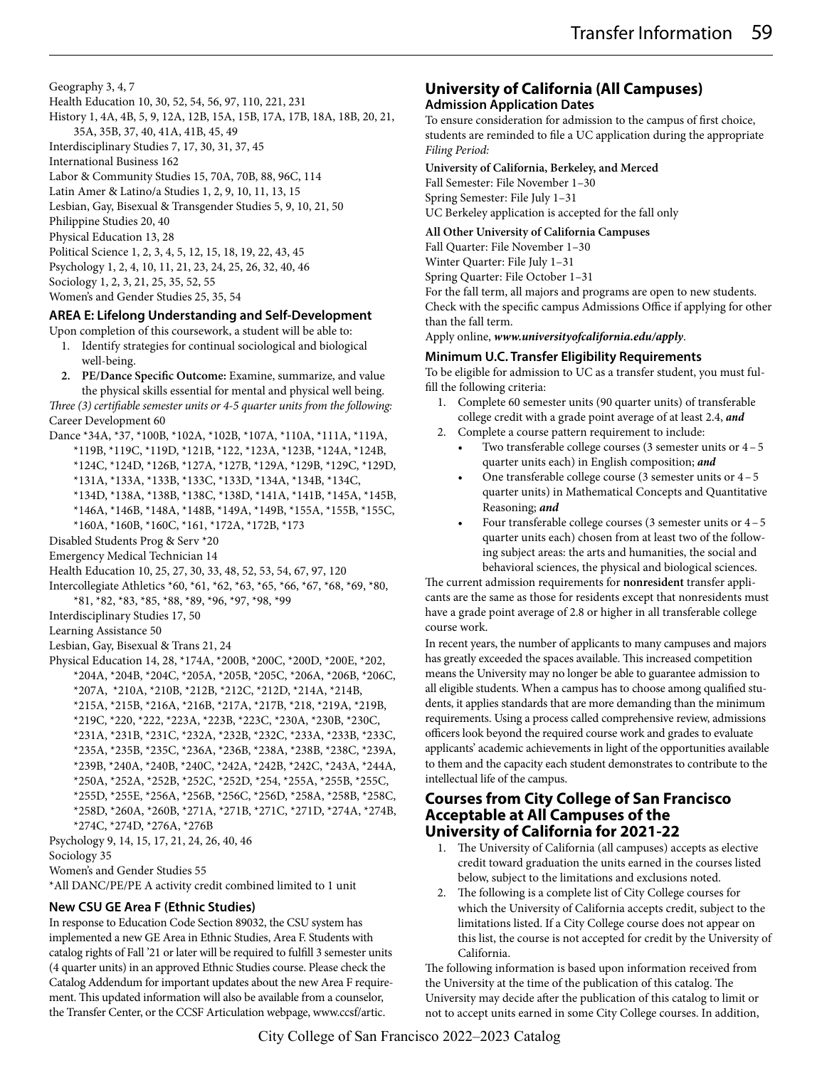Geography 3, 4, 7
Health Education 10, 30, 52, 54, 56, 97, 110, 221, 231
History 1, 4A, 4B, 5, 9, 12A, 12B, 15A, 15B, 17A, 17B, 18A, 18B, 20, 21, 35A, 35B, 37, 40, 41A, 41B, 45, 49
Interdisciplinary Studies 7, 17, 30, 31, 37, 45
International Business 162
Labor & Community Studies 15, 70A, 70B, 88, 96C, 114
Latin Amer & Latino/a Studies 1, 2, 9, 10, 11, 13, 15
Lesbian, Gay, Bisexual & Transgender Studies 5, 9, 10, 21, 50
Philippine Studies 20, 40
Physical Education 13, 28
Political Science 1, 2, 3, 4, 5, 12, 15, 18, 19, 22, 43, 45
Psychology 1, 2, 4, 10, 11, 21, 23, 24, 25, 26, 32, 40, 46
Sociology 1, 2, 3, 21, 25, 35, 52, 55
Women's and Gender Studies 25, 35, 54

### AREA E: Lifelong Understanding and Self-Development

Upon completion of this coursework, a student will be able to:

1. Identify strategies for continual sociological and biological well-being.
2. **PE/Dance Specific Outcome:** Examine, summarize, and value the physical skills essential for mental and physical well being.

*Three (3) certifiable semester units or 4-5 quarter units from the following:*

Career Development 60
Dance *34A, *37, *100B, *102A, *102B, *107A, *110A, *111A, *119A, *119B, *119C, *119D, *121B, *122, *123A, *123B, *124A, *124B, *124C, *124D, *126B, *127A, *127B, *129A, *129B, *129C, *129D, *131A, *133A, *133B, *133C, *133D, *134A, *134B, *134C, *134D, *138A, *138B, *138C, *138D, *141A, *141B, *145A, *145B, *146A, *146B, *148A, *148B, *149A, *149B, *155A, *155B, *155C, *160A, *160B, *160C, *161, *172A, *172B, *173
Disabled Students Prog & Serv *20
Emergency Medical Technician 14
Health Education 10, 25, 27, 30, 33, 48, 52, 53, 54, 67, 97, 120
Intercollegiate Athletics *60, *61, *62, *63, *65, *66, *67, *68, *69, *80, *81, *82, *83, *85, *88, *89, *96, *97, *98, *99
Interdisciplinary Studies 17, 50
Learning Assistance 50
Lesbian, Gay, Bisexual & Trans 21, 24
Physical Education 14, 28, *174A, *200B, *200C, *200D, *200E, *202, *204A, *204B, *204C, *205A, *205B, *205C, *206A, *206B, *206C, *207A, *210A, *210B, *212B, *212C, *212D, *214A, *214B, *215A, *215B, *216A, *216B, *217A, *217B, *218, *219A, *219B, *219C, *220, *222, *223A, *223B, *223C, *230A, *230B, *230C, *231A, *231B, *231C, *232A, *232B, *232C, *233A, *233B, *233C, *235A, *235B, *235C, *236A, *236B, *238A, *238B, *238C, *239A, *239B, *240A, *240B, *240C, *242A, *242B, *242C, *243A, *244A, *250A, *252A, *252B, *252C, *252D, *254, *255A, *255B, *255C, *255D, *255E, *256A, *256B, *256C, *256D, *258A, *258B, *258C, *258D, *260A, *260B, *271A, *271B, *271C, *271D, *274A, *274B, *274C, *274D, *276A, *276B
Psychology 9, 14, 15, 17, 21, 24, 26, 40, 46
Sociology 35
Women's and Gender Studies 55

*All DANC/PE/PE A activity credit combined limited to 1 unit

### New CSU GE Area F (Ethnic Studies)

In response to Education Code Section 89032, the CSU system has implemented a new GE Area in Ethnic Studies, Area F. Students with catalog rights of Fall '21 or later will be required to fulfill 3 semester units (4 quarter units) in an approved Ethnic Studies course. Please check the Catalog Addendum for important updates about the new Area F requirement. This updated information will also be available from a counselor, the Transfer Center, or the CCSF Articulation webpage, www.ccsf/artic.

## University of California (All Campuses)

### Admission Application Dates

To ensure consideration for admission to the campus of first choice, students are reminded to file a UC application during the appropriate *Filing Period:*

**University of California, Berkeley, and Merced**

Fall Semester: File November 1–30
Spring Semester: File July 1–31
UC Berkeley application is accepted for the fall only

**All Other University of California Campuses**

Fall Quarter: File November 1–30
Winter Quarter: File July 1–31
Spring Quarter: File October 1–31

For the fall term, all majors and programs are open to new students. Check with the specific campus Admissions Office if applying for other than the fall term.

Apply online, ***www.universityofcalifornia.edu/apply***.

### Minimum U.C. Transfer Eligibility Requirements

To be eligible for admission to UC as a transfer student, you must fulfill the following criteria:

1. Complete 60 semester units (90 quarter units) of transferable college credit with a grade point average of at least 2.4, ***and***
2. Complete a course pattern requirement to include:
   - Two transferable college courses (3 semester units or 4 – 5 quarter units each) in English composition; ***and***
   - One transferable college course (3 semester units or 4 – 5 quarter units) in Mathematical Concepts and Quantitative Reasoning; ***and***
   - Four transferable college courses (3 semester units or 4 – 5 quarter units each) chosen from at least two of the following subject areas: the arts and humanities, the social and behavioral sciences, the physical and biological sciences.

The current admission requirements for **nonresident** transfer applicants are the same as those for residents except that nonresidents must have a grade point average of 2.8 or higher in all transferable college course work.

In recent years, the number of applicants to many campuses and majors has greatly exceeded the spaces available. This increased competition means the University may no longer be able to guarantee admission to all eligible students. When a campus has to choose among qualified students, it applies standards that are more demanding than the minimum requirements. Using a process called comprehensive review, admissions officers look beyond the required course work and grades to evaluate applicants' academic achievements in light of the opportunities available to them and the capacity each student demonstrates to contribute to the intellectual life of the campus.

## Courses from City College of San Francisco Acceptable at All Campuses of the University of California for 2021-22

1. The University of California (all campuses) accepts as elective credit toward graduation the units earned in the courses listed below, subject to the limitations and exclusions noted.
2. The following is a complete list of City College courses for which the University of California accepts credit, subject to the limitations listed. If a City College course does not appear on this list, the course is not accepted for credit by the University of California.

The following information is based upon information received from the University at the time of the publication of this catalog. The University may decide after the publication of this catalog to limit or not to accept units earned in some City College courses. In addition,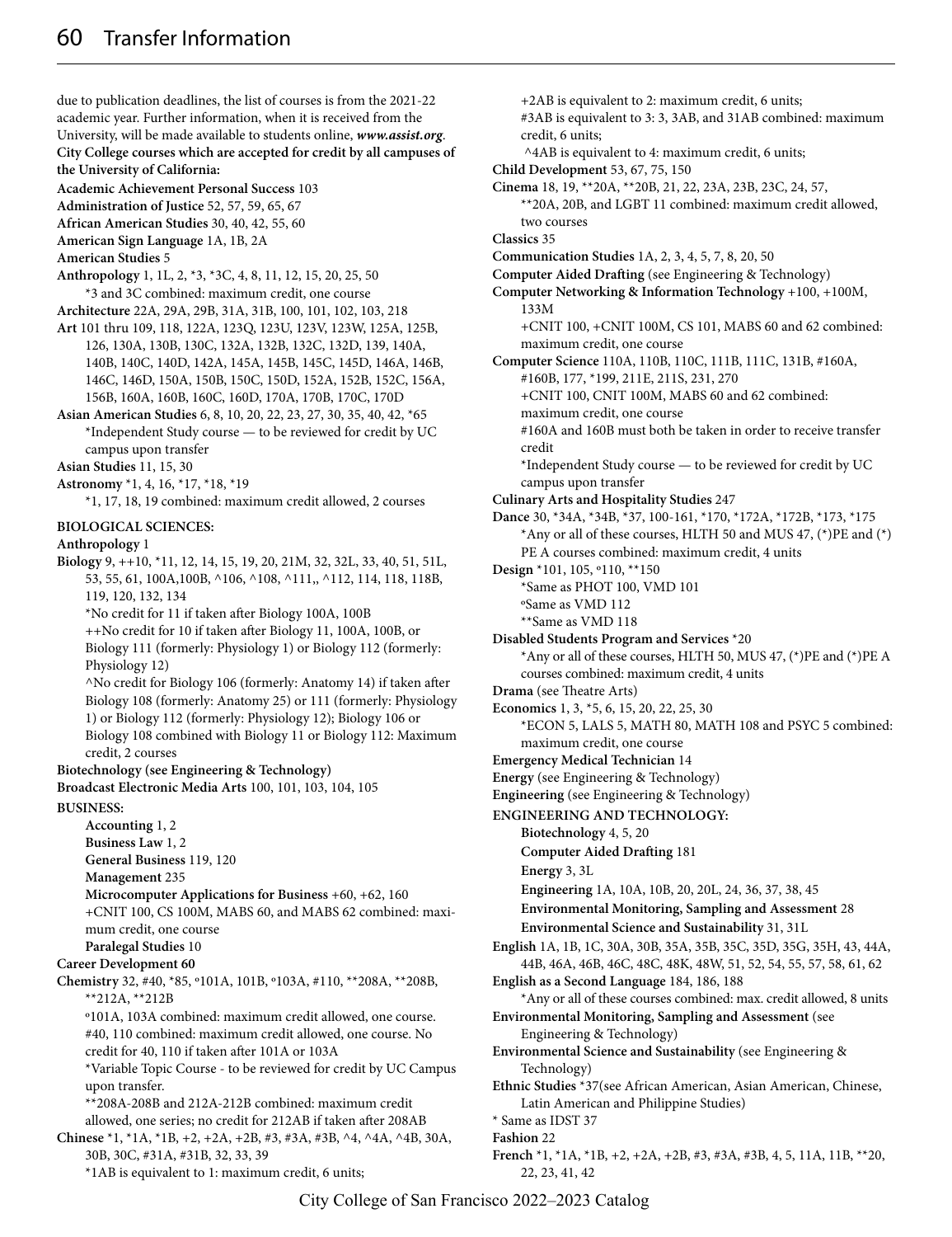due to publication deadlines, the list of courses is from the 2021-22 academic year. Further information, when it is received from the University, will be made available to students online, ***www.assist.org***.

**City College courses which are accepted for credit by all campuses of the University of California:**

**Academic Achievement Personal Success** 103

**Administration of Justice** 52, 57, 59, 65, 67

**African American Studies** 30, 40, 42, 55, 60

**American Sign Language** 1A, 1B, 2A

**American Studies** 5

**Anthropology** 1, 1L, 2, *3, *3C, 4, 8, 11, 12, 15, 20, 25, 50
*3 and 3C combined: maximum credit, one course

**Architecture** 22A, 29A, 29B, 31A, 31B, 100, 101, 102, 103, 218

**Art** 101 thru 109, 118, 122A, 123Q, 123U, 123V, 123W, 125A, 125B, 126, 130A, 130B, 130C, 132A, 132B, 132C, 132D, 139, 140A, 140B, 140C, 140D, 142A, 145A, 145B, 145C, 145D, 146A, 146B, 146C, 146D, 150A, 150B, 150C, 150D, 152A, 152B, 152C, 156A, 156B, 160A, 160B, 160C, 160D, 170A, 170B, 170C, 170D

**Asian American Studies** 6, 8, 10, 20, 22, 23, 27, 30, 35, 40, 42, *65
*Independent Study course — to be reviewed for credit by UC campus upon transfer

**Asian Studies** 11, 15, 30

**Astronomy** *1, 4, 16, *17, *18, *19
*1, 17, 18, 19 combined: maximum credit allowed, 2 courses

**BIOLOGICAL SCIENCES:**

**Anthropology** 1

**Biology** 9, ++10, *11, 12, 14, 15, 19, 20, 21M, 32, 32L, 33, 40, 51, 51L, 53, 55, 61, 100A,100B, ^106, ^108, ^111,, ^112, 114, 118, 118B, 119, 120, 132, 134
*No credit for 11 if taken after Biology 100A, 100B
++No credit for 10 if taken after Biology 11, 100A, 100B, or Biology 111 (formerly: Physiology 1) or Biology 112 (formerly: Physiology 12)
^No credit for Biology 106 (formerly: Anatomy 14) if taken after Biology 108 (formerly: Anatomy 25) or 111 (formerly: Physiology 1) or Biology 112 (formerly: Physiology 12); Biology 106 or Biology 108 combined with Biology 11 or Biology 112: Maximum credit, 2 courses

**Biotechnology (see Engineering & Technology)**

**Broadcast Electronic Media Arts** 100, 101, 103, 104, 105

**BUSINESS:**

**Accounting** 1, 2

**Business Law** 1, 2

**General Business** 119, 120

**Management** 235

**Microcomputer Applications for Business** +60, +62, 160
+CNIT 100, CS 100M, MABS 60, and MABS 62 combined: maximum credit, one course

**Paralegal Studies** 10

**Career Development 60**

**Chemistry** 32, #40, *85, º101A, 101B, º103A, #110, **208A, **208B, **212A, **212B
º101A, 103A combined: maximum credit allowed, one course.
#40, 110 combined: maximum credit allowed, one course. No credit for 40, 110 if taken after 101A or 103A
*Variable Topic Course - to be reviewed for credit by UC Campus upon transfer.
**208A-208B and 212A-212B combined: maximum credit allowed, one series; no credit for 212AB if taken after 208AB

**Chinese** *1, *1A, *1B, +2, +2A, +2B, #3, #3A, #3B, ^4, ^4A, ^4B, 30A, 30B, 30C, #31A, #31B, 32, 33, 39
*1AB is equivalent to 1: maximum credit, 6 units;
+2AB is equivalent to 2: maximum credit, 6 units;
#3AB is equivalent to 3: 3, 3AB, and 31AB combined: maximum credit, 6 units;
^4AB is equivalent to 4: maximum credit, 6 units;

**Child Development** 53, 67, 75, 150

**Cinema** 18, 19, **20A, **20B, 21, 22, 23A, 23B, 23C, 24, 57,
**20A, 20B, and LGBT 11 combined: maximum credit allowed, two courses

**Classics** 35

**Communication Studies** 1A, 2, 3, 4, 5, 7, 8, 20, 50

**Computer Aided Drafting** (see Engineering & Technology)

**Computer Networking & Information Technology** +100, +100M, 133M
+CNIT 100, +CNIT 100M, CS 101, MABS 60 and 62 combined: maximum credit, one course

**Computer Science** 110A, 110B, 110C, 111B, 111C, 131B, #160A, #160B, 177, *199, 211E, 211S, 231, 270
+CNIT 100, CNIT 100M, MABS 60 and 62 combined: maximum credit, one course
#160A and 160B must both be taken in order to receive transfer credit
*Independent Study course — to be reviewed for credit by UC campus upon transfer

**Culinary Arts and Hospitality Studies** 247

**Dance** 30, *34A, *34B, *37, 100-161, *170, *172A, *172B, *173, *175
*Any or all of these courses, HLTH 50 and MUS 47, (*)PE and (*) PE A courses combined: maximum credit, 4 units

**Design** *101, 105, º110, **150
*Same as PHOT 100, VMD 101
ºSame as VMD 112
**Same as VMD 118

**Disabled Students Program and Services** *20
*Any or all of these courses, HLTH 50, MUS 47, (*)PE and (*)PE A courses combined: maximum credit, 4 units

**Drama** (see Theatre Arts)

**Economics** 1, 3, *5, 6, 15, 20, 22, 25, 30
*ECON 5, LALS 5, MATH 80, MATH 108 and PSYC 5 combined: maximum credit, one course

**Emergency Medical Technician** 14

**Energy** (see Engineering & Technology)

**Engineering** (see Engineering & Technology)

**ENGINEERING AND TECHNOLOGY:**

**Biotechnology** 4, 5, 20

**Computer Aided Drafting** 181

**Energy** 3, 3L

**Engineering** 1A, 10A, 10B, 20, 20L, 24, 36, 37, 38, 45

**Environmental Monitoring, Sampling and Assessment** 28

**Environmental Science and Sustainability** 31, 31L

**English** 1A, 1B, 1C, 30A, 30B, 35A, 35B, 35C, 35D, 35G, 35H, 43, 44A, 44B, 46A, 46B, 46C, 48C, 48K, 48W, 51, 52, 54, 55, 57, 58, 61, 62

**English as a Second Language** 184, 186, 188
*Any or all of these courses combined: max. credit allowed, 8 units

**Environmental Monitoring, Sampling and Assessment** (see Engineering & Technology)

**Environmental Science and Sustainability** (see Engineering & Technology)

**Ethnic Studies** *37(see African American, Asian American, Chinese, Latin American and Philippine Studies)
* Same as IDST 37

**Fashion** 22

**French** *1, *1A, *1B, +2, +2A, +2B, #3, #3A, #3B, 4, 5, 11A, 11B, **20, 22, 23, 41, 42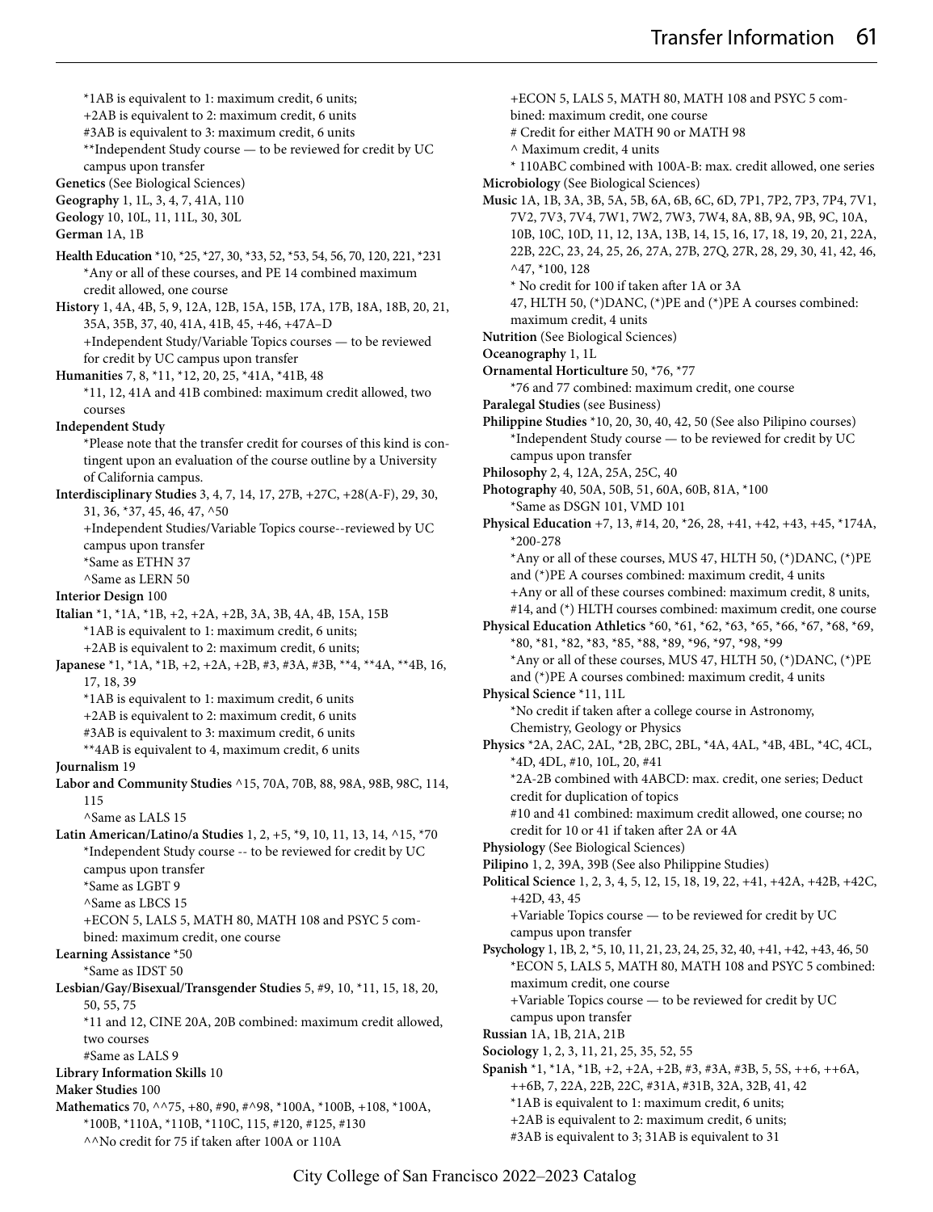*1AB is equivalent to 1: maximum credit, 6 units;
+2AB is equivalent to 2: maximum credit, 6 units
#3AB is equivalent to 3: maximum credit, 6 units
**Independent Study course — to be reviewed for credit by UC campus upon transfer

**Genetics** (See Biological Sciences)

**Geography** 1, 1L, 3, 4, 7, 41A, 110

**Geology** 10, 10L, 11, 11L, 30, 30L

**German** 1A, 1B

**Health Education** *10, *25, *27, 30, *33, 52, *53, 54, 56, 70, 120, 221, *231
*Any or all of these courses, and PE 14 combined maximum credit allowed, one course

**History** 1, 4A, 4B, 5, 9, 12A, 12B, 15A, 15B, 17A, 17B, 18A, 18B, 20, 21, 35A, 35B, 37, 40, 41A, 41B, 45, +46, +47A–D
+Independent Study/Variable Topics courses — to be reviewed for credit by UC campus upon transfer

**Humanities** 7, 8, *11, *12, 20, 25, *41A, *41B, 48
*11, 12, 41A and 41B combined: maximum credit allowed, two courses

**Independent Study**
*Please note that the transfer credit for courses of this kind is contingent upon an evaluation of the course outline by a University of California campus.

**Interdisciplinary Studies** 3, 4, 7, 14, 17, 27B, +27C, +28(A-F), 29, 30, 31, 36, *37, 45, 46, 47, ^50
+Independent Studies/Variable Topics course--reviewed by UC campus upon transfer
*Same as ETHN 37
^Same as LERN 50

**Interior Design** 100

**Italian** *1, *1A, *1B, +2, +2A, +2B, 3A, 3B, 4A, 4B, 15A, 15B
*1AB is equivalent to 1: maximum credit, 6 units;
+2AB is equivalent to 2: maximum credit, 6 units;

**Japanese** *1, *1A, *1B, +2, +2A, +2B, #3, #3A, #3B, **4, **4A, **4B, 16, 17, 18, 39
*1AB is equivalent to 1: maximum credit, 6 units
+2AB is equivalent to 2: maximum credit, 6 units
#3AB is equivalent to 3: maximum credit, 6 units
**4AB is equivalent to 4, maximum credit, 6 units

**Journalism** 19

**Labor and Community Studies** ^15, 70A, 70B, 88, 98A, 98B, 98C, 114, 115
^Same as LALS 15

**Latin American/Latino/a Studies** 1, 2, +5, *9, 10, 11, 13, 14, ^15, *70
*Independent Study course -- to be reviewed for credit by UC campus upon transfer
*Same as LGBT 9
^Same as LBCS 15
+ECON 5, LALS 5, MATH 80, MATH 108 and PSYC 5 combined: maximum credit, one course

**Learning Assistance** *50
*Same as IDST 50

**Lesbian/Gay/Bisexual/Transgender Studies** 5, #9, 10, *11, 15, 18, 20, 50, 55, 75
*11 and 12, CINE 20A, 20B combined: maximum credit allowed, two courses
#Same as LALS 9

**Library Information Skills** 10

**Maker Studies** 100

**Mathematics** 70, ^^75, +80, #90, #^98, *100A, *100B, +108, *100A, *100B, *110A, *110B, *110C, 115, #120, #125, #130
^^No credit for 75 if taken after 100A or 110A
+ECON 5, LALS 5, MATH 80, MATH 108 and PSYC 5 combined: maximum credit, one course
# Credit for either MATH 90 or MATH 98
^ Maximum credit, 4 units
* 110ABC combined with 100A-B: max. credit allowed, one series

**Microbiology** (See Biological Sciences)

**Music** 1A, 1B, 3A, 3B, 5A, 5B, 6A, 6B, 6C, 6D, 7P1, 7P2, 7P3, 7P4, 7V1, 7V2, 7V3, 7V4, 7W1, 7W2, 7W3, 7W4, 8A, 8B, 9A, 9B, 9C, 10A, 10B, 10C, 10D, 11, 12, 13A, 13B, 14, 15, 16, 17, 18, 19, 20, 21, 22A, 22B, 22C, 23, 24, 25, 26, 27A, 27B, 27Q, 27R, 28, 29, 30, 41, 42, 46, ^47, *100, 128
* No credit for 100 if taken after 1A or 3A
47, HLTH 50, (*)DANC, (*)PE and (*)PE A courses combined: maximum credit, 4 units

**Nutrition** (See Biological Sciences)

**Oceanography** 1, 1L

**Ornamental Horticulture** 50, *76, *77
*76 and 77 combined: maximum credit, one course

**Paralegal Studies** (see Business)

**Philippine Studies** *10, 20, 30, 40, 42, 50 (See also Pilipino courses)
*Independent Study course — to be reviewed for credit by UC campus upon transfer

**Philosophy** 2, 4, 12A, 25A, 25C, 40

**Photography** 40, 50A, 50B, 51, 60A, 60B, 81A, *100
*Same as DSGN 101, VMD 101

**Physical Education** +7, 13, #14, 20, *26, 28, +41, +42, +43, +45, *174A, *200-278
*Any or all of these courses, MUS 47, HLTH 50, (*)DANC, (*)PE and (*)PE A courses combined: maximum credit, 4 units
+Any or all of these courses combined: maximum credit, 8 units,
#14, and (*) HLTH courses combined: maximum credit, one course

**Physical Education Athletics** *60, *61, *62, *63, *65, *66, *67, *68, *69, *80, *81, *82, *83, *85, *88, *89, *96, *97, *98, *99
*Any or all of these courses, MUS 47, HLTH 50, (*)DANC, (*)PE and (*)PE A courses combined: maximum credit, 4 units

**Physical Science** *11, 11L
*No credit if taken after a college course in Astronomy, Chemistry, Geology or Physics

**Physics** *2A, 2AC, 2AL, *2B, 2BC, 2BL, *4A, 4AL, *4B, 4BL, *4C, 4CL, *4D, 4DL, #10, 10L, 20, #41
*2A-2B combined with 4ABCD: max. credit, one series; Deduct credit for duplication of topics
#10 and 41 combined: maximum credit allowed, one course; no credit for 10 or 41 if taken after 2A or 4A

**Physiology** (See Biological Sciences)

**Pilipino** 1, 2, 39A, 39B (See also Philippine Studies)

**Political Science** 1, 2, 3, 4, 5, 12, 15, 18, 19, 22, +41, +42A, +42B, +42C, +42D, 43, 45
+Variable Topics course — to be reviewed for credit by UC campus upon transfer

**Psychology** 1, 1B, 2, *5, 10, 11, 21, 23, 24, 25, 32, 40, +41, +42, +43, 46, 50
*ECON 5, LALS 5, MATH 80, MATH 108 and PSYC 5 combined: maximum credit, one course
+Variable Topics course — to be reviewed for credit by UC campus upon transfer

**Russian** 1A, 1B, 21A, 21B

**Sociology** 1, 2, 3, 11, 21, 25, 35, 52, 55

**Spanish** *1, *1A, *1B, +2, +2A, +2B, #3, #3A, #3B, 5, 5S, ++6, ++6A, ++6B, 7, 22A, 22B, 22C, #31A, #31B, 32A, 32B, 41, 42
*1AB is equivalent to 1: maximum credit, 6 units;
+2AB is equivalent to 2: maximum credit, 6 units;
#3AB is equivalent to 3; 31AB is equivalent to 31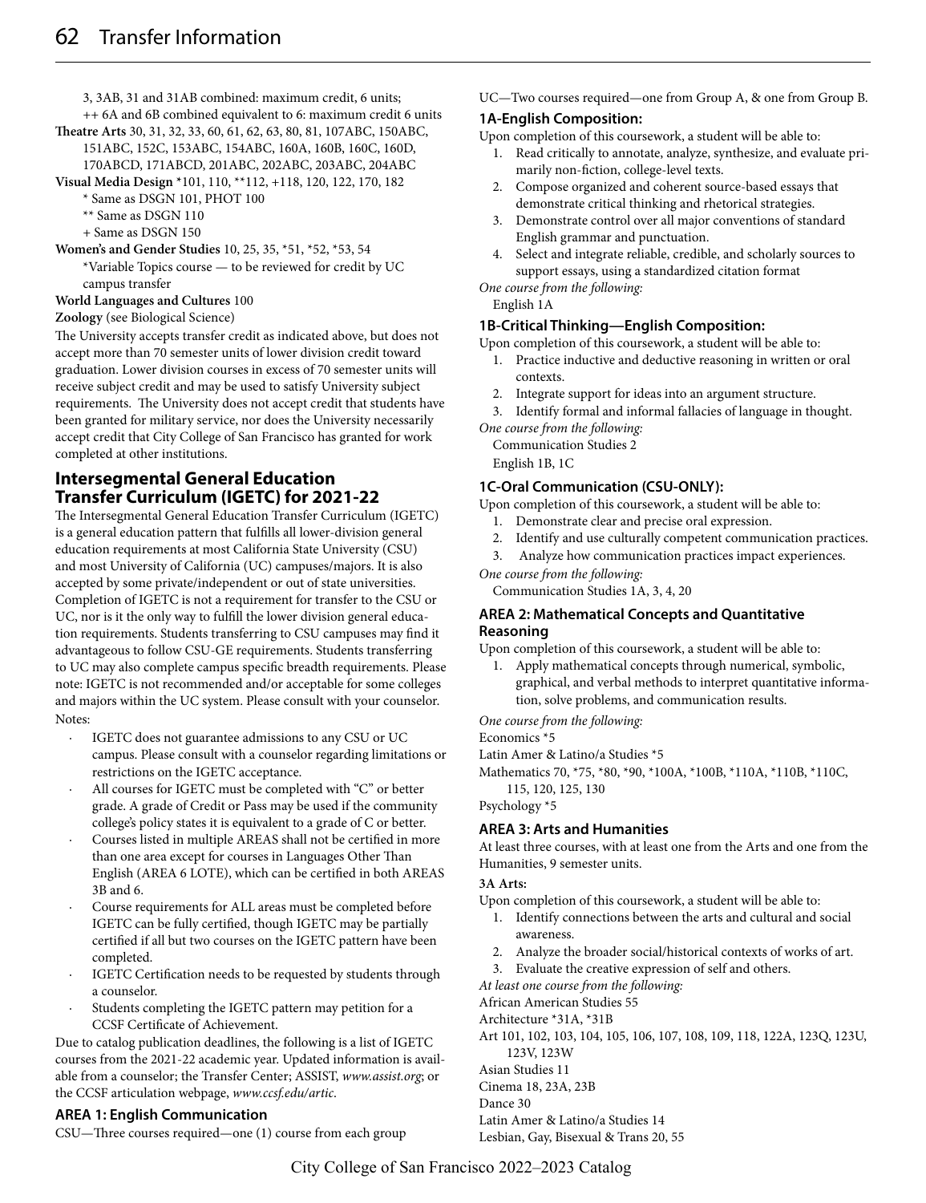3, 3AB, 31 and 31AB combined: maximum credit, 6 units;

++ 6A and 6B combined equivalent to 6: maximum credit 6 units

**Theatre Arts** 30, 31, 32, 33, 60, 61, 62, 63, 80, 81, 107ABC, 150ABC, 151ABC, 152C, 153ABC, 154ABC, 160A, 160B, 160C, 160D, 170ABCD, 171ABCD, 201ABC, 202ABC, 203ABC, 204ABC

**Visual Media Design** *101, 110, **112, +118, 120, 122, 170, 182

\* Same as DSGN 101, PHOT 100

\** Same as DSGN 110

\+ Same as DSGN 150

**Women's and Gender Studies** 10, 25, 35, *51, *52, *53, 54

*Variable Topics course — to be reviewed for credit by UC campus transfer

**World Languages and Cultures** 100

**Zoology** (see Biological Science)

The University accepts transfer credit as indicated above, but does not accept more than 70 semester units of lower division credit toward graduation. Lower division courses in excess of 70 semester units will receive subject credit and may be used to satisfy University subject requirements. The University does not accept credit that students have been granted for military service, nor does the University necessarily accept credit that City College of San Francisco has granted for work completed at other institutions.

## Intersegmental General Education Transfer Curriculum (IGETC) for 2021-22

The Intersegmental General Education Transfer Curriculum (IGETC) is a general education pattern that fulfills all lower-division general education requirements at most California State University (CSU) and most University of California (UC) campuses/majors. It is also accepted by some private/independent or out of state universities. Completion of IGETC is not a requirement for transfer to the CSU or UC, nor is it the only way to fulfill the lower division general education requirements. Students transferring to CSU campuses may find it advantageous to follow CSU-GE requirements. Students transferring to UC may also complete campus specific breadth requirements. Please note: IGETC is not recommended and/or acceptable for some colleges and majors within the UC system. Please consult with your counselor.

Notes:

- IGETC does not guarantee admissions to any CSU or UC campus. Please consult with a counselor regarding limitations or restrictions on the IGETC acceptance.
- All courses for IGETC must be completed with "C" or better grade. A grade of Credit or Pass may be used if the community college's policy states it is equivalent to a grade of C or better.
- Courses listed in multiple AREAS shall not be certified in more than one area except for courses in Languages Other Than English (AREA 6 LOTE), which can be certified in both AREAS 3B and 6.
- Course requirements for ALL areas must be completed before IGETC can be fully certified, though IGETC may be partially certified if all but two courses on the IGETC pattern have been completed.
- IGETC Certification needs to be requested by students through a counselor.
- Students completing the IGETC pattern may petition for a CCSF Certificate of Achievement.

Due to catalog publication deadlines, the following is a list of IGETC courses from the 2021-22 academic year. Updated information is available from a counselor; the Transfer Center; ASSIST, *www.assist.org*; or the CCSF articulation webpage, *www.ccsf.edu/artic*.

### AREA 1: English Communication

CSU—Three courses required—one (1) course from each group

UC—Two courses required—one from Group A, & one from Group B.

#### 1A-English Composition:

Upon completion of this coursework, a student will be able to:

1. Read critically to annotate, analyze, synthesize, and evaluate primarily non-fiction, college-level texts.
2. Compose organized and coherent source-based essays that demonstrate critical thinking and rhetorical strategies.
3. Demonstrate control over all major conventions of standard English grammar and punctuation.
4. Select and integrate reliable, credible, and scholarly sources to support essays, using a standardized citation format

*One course from the following:*

English 1A

#### 1B-Critical Thinking—English Composition:

Upon completion of this coursework, a student will be able to:

1. Practice inductive and deductive reasoning in written or oral contexts.
2. Integrate support for ideas into an argument structure.
3. Identify formal and informal fallacies of language in thought.

*One course from the following:*

Communication Studies 2

English 1B, 1C

#### 1C-Oral Communication (CSU-ONLY):

Upon completion of this coursework, a student will be able to:

1. Demonstrate clear and precise oral expression.
2. Identify and use culturally competent communication practices.
3. Analyze how communication practices impact experiences.

*One course from the following:*

Communication Studies 1A, 3, 4, 20

### AREA 2: Mathematical Concepts and Quantitative Reasoning

Upon completion of this coursework, a student will be able to:

1. Apply mathematical concepts through numerical, symbolic, graphical, and verbal methods to interpret quantitative information, solve problems, and communication results.

*One course from the following:*

Economics *5

Latin Amer & Latino/a Studies *5

Mathematics 70, *75, *80, *90, *100A, *100B, *110A, *110B, *110C, 115, 120, 125, 130

Psychology *5

### AREA 3: Arts and Humanities

At least three courses, with at least one from the Arts and one from the Humanities, 9 semester units.

#### 3A Arts:

Upon completion of this coursework, a student will be able to:

1. Identify connections between the arts and cultural and social awareness.
2. Analyze the broader social/historical contexts of works of art.
3. Evaluate the creative expression of self and others.

*At least one course from the following:*

African American Studies 55

Architecture *31A, *31B

Art 101, 102, 103, 104, 105, 106, 107, 108, 109, 118, 122A, 123Q, 123U, 123V, 123W

Asian Studies 11

Cinema 18, 23A, 23B

Dance 30

Latin Amer & Latino/a Studies 14

Lesbian, Gay, Bisexual & Trans 20, 55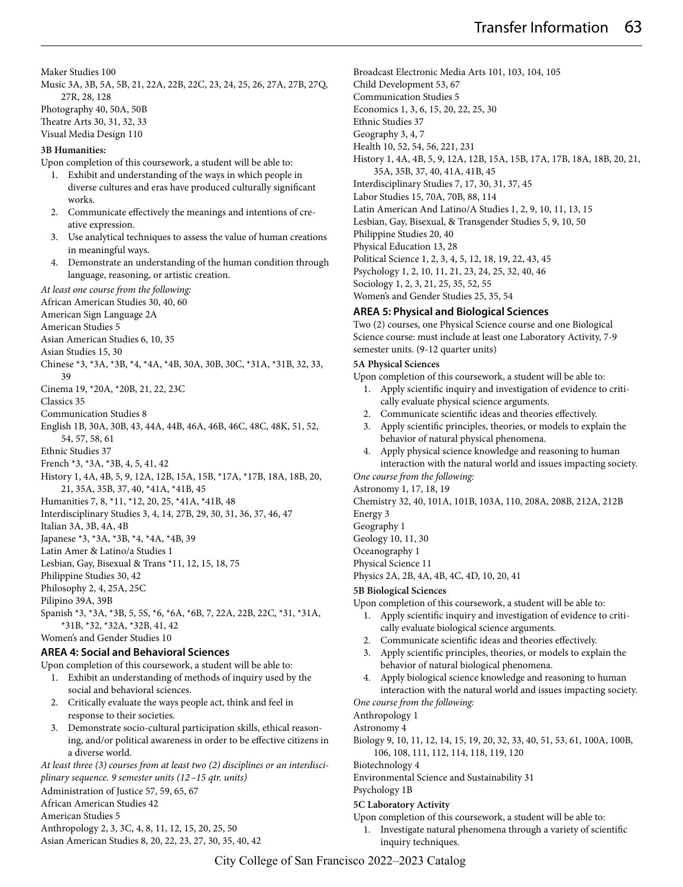Maker Studies 100

Music 3A, 3B, 5A, 5B, 21, 22A, 22B, 22C, 23, 24, 25, 26, 27A, 27B, 27Q, 27R, 28, 128

Photography 40, 50A, 50B

Theatre Arts 30, 31, 32, 33

Visual Media Design 110

**3B Humanities:**

Upon completion of this coursework, a student will be able to:

1. Exhibit and understanding of the ways in which people in diverse cultures and eras have produced culturally significant works.
2. Communicate effectively the meanings and intentions of creative expression.
3. Use analytical techniques to assess the value of human creations in meaningful ways.
4. Demonstrate an understanding of the human condition through language, reasoning, or artistic creation.

*At least one course from the following:*

African American Studies 30, 40, 60

American Sign Language 2A

American Studies 5

Asian American Studies 6, 10, 35

Asian Studies 15, 30

Chinese *3, *3A, *3B, *4, *4A, *4B, 30A, 30B, 30C, *31A, *31B, 32, 33, 39

Cinema 19, *20A, *20B, 21, 22, 23C

Classics 35

Communication Studies 8

English 1B, 30A, 30B, 43, 44A, 44B, 46A, 46B, 46C, 48C, 48K, 51, 52, 54, 57, 58, 61

Ethnic Studies 37

French *3, *3A, *3B, 4, 5, 41, 42

History 1, 4A, 4B, 5, 9, 12A, 12B, 15A, 15B, *17A, *17B, 18A, 18B, 20, 21, 35A, 35B, 37, 40, *41A, *41B, 45

Humanities 7, 8, *11, *12, 20, 25, *41A, *41B, 48

Interdisciplinary Studies 3, 4, 14, 27B, 29, 30, 31, 36, 37, 46, 47

Italian 3A, 3B, 4A, 4B

Japanese *3, *3A, *3B, *4, *4A, *4B, 39

Latin Amer & Latino/a Studies 1

Lesbian, Gay, Bisexual & Trans *11, 12, 15, 18, 75

Philippine Studies 30, 42

Philosophy 2, 4, 25A, 25C

Pilipino 39A, 39B

Spanish *3, *3A, *3B, 5, 5S, *6, *6A, *6B, 7, 22A, 22B, 22C, *31, *31A, *31B, *32, *32A, *32B, 41, 42

Women's and Gender Studies 10

## AREA 4: Social and Behavioral Sciences

Upon completion of this coursework, a student will be able to:

1. Exhibit an understanding of methods of inquiry used by the social and behavioral sciences.
2. Critically evaluate the ways people act, think and feel in response to their societies.
3. Demonstrate socio-cultural participation skills, ethical reasoning, and/or political awareness in order to be effective citizens in a diverse world.

*At least three (3) courses from at least two (2) disciplines or an interdisciplinary sequence. 9 semester units (12–15 qtr. units)*

Administration of Justice 57, 59, 65, 67

African American Studies 42

American Studies 5

Anthropology 2, 3, 3C, 4, 8, 11, 12, 15, 20, 25, 50

Asian American Studies 8, 20, 22, 23, 27, 30, 35, 40, 42

Broadcast Electronic Media Arts 101, 103, 104, 105

Child Development 53, 67

Communication Studies 5

Economics 1, 3, 6, 15, 20, 22, 25, 30

Ethnic Studies 37

Geography 3, 4, 7

Health 10, 52, 54, 56, 221, 231

History 1, 4A, 4B, 5, 9, 12A, 12B, 15A, 15B, 17A, 17B, 18A, 18B, 20, 21, 35A, 35B, 37, 40, 41A, 41B, 45

Interdisciplinary Studies 7, 17, 30, 31, 37, 45

Labor Studies 15, 70A, 70B, 88, 114

Latin American And Latino/A Studies 1, 2, 9, 10, 11, 13, 15

Lesbian, Gay, Bisexual, & Transgender Studies 5, 9, 10, 50

Philippine Studies 20, 40

Physical Education 13, 28

Political Science 1, 2, 3, 4, 5, 12, 18, 19, 22, 43, 45

Psychology 1, 2, 10, 11, 21, 23, 24, 25, 32, 40, 46

Sociology 1, 2, 3, 21, 25, 35, 52, 55

Women's and Gender Studies 25, 35, 54

## AREA 5: Physical and Biological Sciences

Two (2) courses, one Physical Science course and one Biological Science course: must include at least one Laboratory Activity, 7-9 semester units. (9-12 quarter units)

**5A Physical Sciences**

Upon completion of this coursework, a student will be able to:

1. Apply scientific inquiry and investigation of evidence to critically evaluate physical science arguments.
2. Communicate scientific ideas and theories effectively.
3. Apply scientific principles, theories, or models to explain the behavior of natural physical phenomena.
4. Apply physical science knowledge and reasoning to human interaction with the natural world and issues impacting society.

*One course from the following:*

Astronomy 1, 17, 18, 19

Chemistry 32, 40, 101A, 101B, 103A, 110, 208A, 208B, 212A, 212B

Energy 3

Geography 1

Geology 10, 11, 30

Oceanography 1

Physical Science 11

Physics 2A, 2B, 4A, 4B, 4C, 4D, 10, 20, 41

**5B Biological Sciences**

Upon completion of this coursework, a student will be able to:

1. Apply scientific inquiry and investigation of evidence to critically evaluate biological science arguments.
2. Communicate scientific ideas and theories effectively.
3. Apply scientific principles, theories, or models to explain the behavior of natural biological phenomena.
4. Apply biological science knowledge and reasoning to human interaction with the natural world and issues impacting society.

*One course from the following:*

Anthropology 1

Astronomy 4

Biology 9, 10, 11, 12, 14, 15, 19, 20, 32, 33, 40, 51, 53, 61, 100A, 100B, 106, 108, 111, 112, 114, 118, 119, 120

Biotechnology 4

Environmental Science and Sustainability 31

Psychology 1B

**5C Laboratory Activity**

Upon completion of this coursework, a student will be able to:

1. Investigate natural phenomena through a variety of scientific inquiry techniques.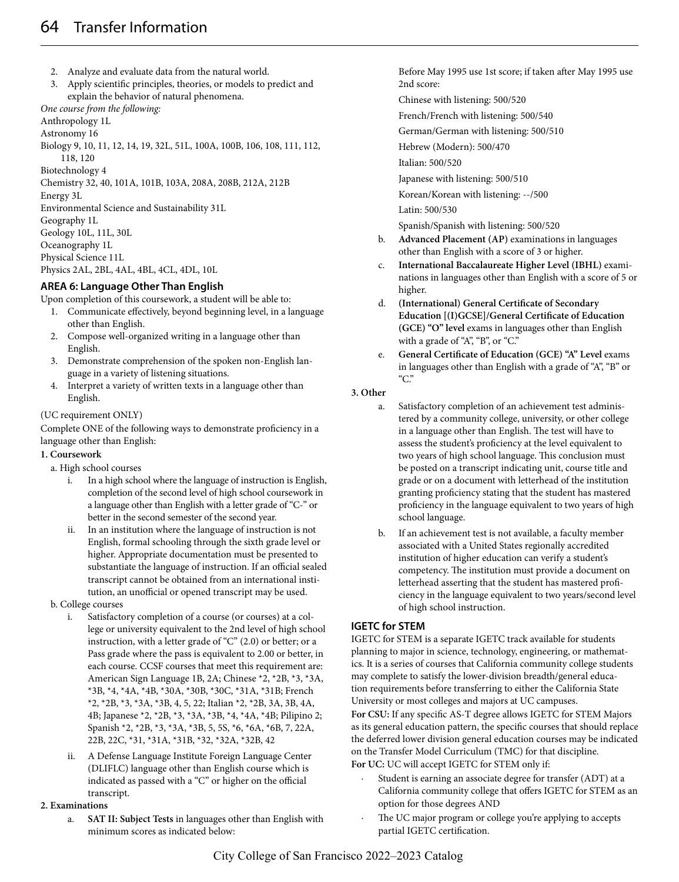2. Analyze and evaluate data from the natural world.
3. Apply scientific principles, theories, or models to predict and explain the behavior of natural phenomena.

*One course from the following:*

Anthropology 1L
Astronomy 16
Biology 9, 10, 11, 12, 14, 19, 32L, 51L, 100A, 100B, 106, 108, 111, 112, 118, 120
Biotechnology 4
Chemistry 32, 40, 101A, 101B, 103A, 208A, 208B, 212A, 212B
Energy 3L
Environmental Science and Sustainability 31L
Geography 1L
Geology 10L, 11L, 30L
Oceanography 1L
Physical Science 11L
Physics 2AL, 2BL, 4AL, 4BL, 4CL, 4DL, 10L

### AREA 6: Language Other Than English

Upon completion of this coursework, a student will be able to:

1. Communicate effectively, beyond beginning level, in a language other than English.
2. Compose well-organized writing in a language other than English.
3. Demonstrate comprehension of the spoken non-English language in a variety of listening situations.
4. Interpret a variety of written texts in a language other than English.

(UC requirement ONLY)

Complete ONE of the following ways to demonstrate proficiency in a language other than English:

**1. Coursework**

a. High school courses

i. In a high school where the language of instruction is English, completion of the second level of high school coursework in a language other than English with a letter grade of "C-" or better in the second semester of the second year.

ii. In an institution where the language of instruction is not English, formal schooling through the sixth grade level or higher. Appropriate documentation must be presented to substantiate the language of instruction. If an official sealed transcript cannot be obtained from an international institution, an unofficial or opened transcript may be used.

b. College courses

i. Satisfactory completion of a course (or courses) at a college or university equivalent to the 2nd level of high school instruction, with a letter grade of "C" (2.0) or better; or a Pass grade where the pass is equivalent to 2.00 or better, in each course. CCSF courses that meet this requirement are: American Sign Language 1B, 2A; Chinese *2, *2B, *3, *3A, *3B, *4, *4A, *4B, *30A, *30B, *30C, *31A, *31B; French *2, *2B, *3, *3A, *3B, 4, 5, 22; Italian *2, *2B, 3A, 3B, 4A, 4B; Japanese *2, *2B, *3, *3A, *3B, *4, *4A, *4B; Pilipino 2; Spanish *2, *2B, *3, *3A, *3B, 5, 5S, *6, *6A, *6B, 7, 22A, 22B, 22C, *31, *31A, *31B, *32, *32A, *32B, 42

ii. A Defense Language Institute Foreign Language Center (DLIFLC) language other than English course which is indicated as passed with a "C" or higher on the official transcript.

**2. Examinations**

a. **SAT II: Subject Tests** in languages other than English with minimum scores as indicated below:

Before May 1995 use 1st score; if taken after May 1995 use 2nd score:

Chinese with listening: 500/520

French/French with listening: 500/540

German/German with listening: 500/510

Hebrew (Modern): 500/470

Italian: 500/520

Japanese with listening: 500/510

Korean/Korean with listening: --/500

Latin: 500/530

Spanish/Spanish with listening: 500/520

b. **Advanced Placement (AP)** examinations in languages other than English with a score of 3 or higher.

c. **International Baccalaureate Higher Level (IBHL)** examinations in languages other than English with a score of 5 or higher.

d. **(International) General Certificate of Secondary Education [(I)GCSE]/General Certificate of Education (GCE) "O" level** exams in languages other than English with a grade of "A", "B", or "C."

e. **General Certificate of Education (GCE) "A" Level** exams in languages other than English with a grade of "A", "B" or "C."

**3. Other**

a. Satisfactory completion of an achievement test administered by a community college, university, or other college in a language other than English. The test will have to assess the student's proficiency at the level equivalent to two years of high school language. This conclusion must be posted on a transcript indicating unit, course title and grade or on a document with letterhead of the institution granting proficiency stating that the student has mastered proficiency in the language equivalent to two years of high school language.

b. If an achievement test is not available, a faculty member associated with a United States regionally accredited institution of higher education can verify a student's competency. The institution must provide a document on letterhead asserting that the student has mastered proficiency in the language equivalent to two years/second level of high school instruction.

### IGETC for STEM

IGETC for STEM is a separate IGETC track available for students planning to major in science, technology, engineering, or mathematics. It is a series of courses that California community college students may complete to satisfy the lower-division breadth/general education requirements before transferring to either the California State University or most colleges and majors at UC campuses.

**For CSU:** If any specific AS-T degree allows IGETC for STEM Majors as its general education pattern, the specific courses that should replace the deferred lower division general education courses may be indicated on the Transfer Model Curriculum (TMC) for that discipline.

**For UC:** UC will accept IGETC for STEM only if:

- Student is earning an associate degree for transfer (ADT) at a California community college that offers IGETC for STEM as an option for those degrees AND
- The UC major program or college you're applying to accepts partial IGETC certification.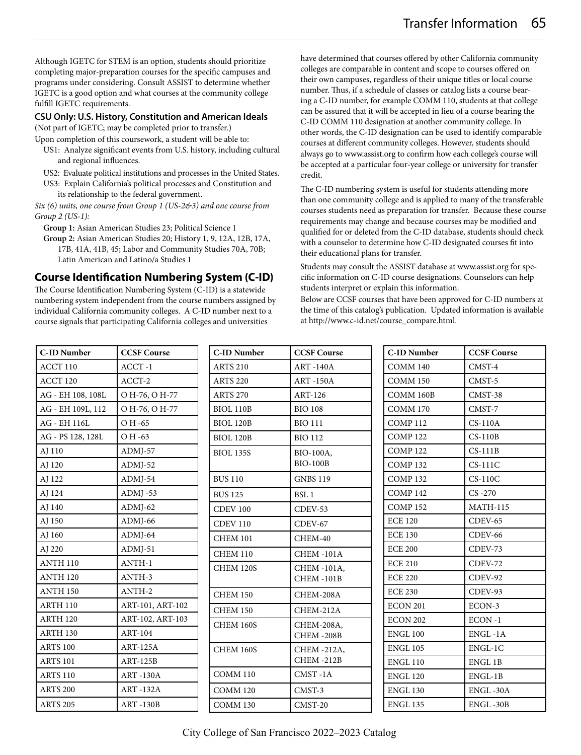Although IGETC for STEM is an option, students should prioritize completing major-preparation courses for the specific campuses and programs under considering. Consult ASSIST to determine whether IGETC is a good option and what courses at the community college fulfill IGETC requirements.

**CSU Only: U.S. History, Constitution and American Ideals**

(Not part of IGETC; may be completed prior to transfer.)

Upon completion of this coursework, a student will be able to:

- US1: Analyze significant events from U.S. history, including cultural and regional influences.
- US2: Evaluate political institutions and processes in the United States.
- US3: Explain California's political processes and Constitution and its relationship to the federal government.

*Six (6) units, one course from Group 1 (US-2&3) and one course from Group 2 (US-1):*

**Group 1:** Asian American Studies 23; Political Science 1

**Group 2:** Asian American Studies 20; History 1, 9, 12A, 12B, 17A, 17B, 41A, 41B, 45; Labor and Community Studies 70A, 70B; Latin American and Latino/a Studies 1

## Course Identification Numbering System (C-ID)

The Course Identification Numbering System (C-ID) is a statewide numbering system independent from the course numbers assigned by individual California community colleges. A C-ID number next to a course signals that participating California colleges and universities have determined that courses offered by other California community colleges are comparable in content and scope to courses offered on their own campuses, regardless of their unique titles or local course number. Thus, if a schedule of classes or catalog lists a course bearing a C-ID number, for example COMM 110, students at that college can be assured that it will be accepted in lieu of a course bearing the C-ID COMM 110 designation at another community college. In other words, the C-ID designation can be used to identify comparable courses at different community colleges. However, students should always go to www.assist.org to confirm how each college's course will be accepted at a particular four-year college or university for transfer credit.

The C-ID numbering system is useful for students attending more than one community college and is applied to many of the transferable courses students need as preparation for transfer. Because these course requirements may change and because courses may be modified and qualified for or deleted from the C-ID database, students should check with a counselor to determine how C-ID designated courses fit into their educational plans for transfer.

Students may consult the ASSIST database at www.assist.org for specific information on C-ID course designations. Counselors can help students interpret or explain this information.

Below are CCSF courses that have been approved for C-ID numbers at the time of this catalog's publication. Updated information is available at http://www.c-id.net/course_compare.html.

| C-ID Number | CCSF Course |
|---|---|
| ACCT 110 | ACCT -1 |
| ACCT 120 | ACCT-2 |
| AG - EH 108, 108L | O H-76, O H-77 |
| AG - EH 109L, 112 | O H-76, O H-77 |
| AG - EH 116L | O H -65 |
| AG - PS 128, 128L | O H -63 |
| AJ 110 | ADMJ-57 |
| AJ 120 | ADMJ-52 |
| AJ 122 | ADMJ-54 |
| AJ 124 | ADMJ -53 |
| AJ 140 | ADMJ-62 |
| AJ 150 | ADMJ-66 |
| AJ 160 | ADMJ-64 |
| AJ 220 | ADMJ-51 |
| ANTH 110 | ANTH-1 |
| ANTH 120 | ANTH-3 |
| ANTH 150 | ANTH-2 |
| ARTH 110 | ART-101, ART-102 |
| ARTH 120 | ART-102, ART-103 |
| ARTH 130 | ART-104 |
| ARTS 100 | ART-125A |
| ARTS 101 | ART-125B |
| ARTS 110 | ART -130A |
| ARTS 200 | ART -132A |
| ARTS 205 | ART -130B |
| ARTS 210 | ART -140A |
| ARTS 220 | ART -150A |
| ARTS 270 | ART-126 |
| BIOL 110B | BIO 108 |
| BIOL 120B | BIO 111 |
| BIOL 120B | BIO 112 |
| BIOL 135S | BIO-100A, BIO-100B |
| BUS 110 | GNBS 119 |
| BUS 125 | BSL 1 |
| CDEV 100 | CDEV-53 |
| CDEV 110 | CDEV-67 |
| CHEM 101 | CHEM-40 |
| CHEM 110 | CHEM -101A |
| CHEM 120S | CHEM -101A, CHEM -101B |
| CHEM 150 | CHEM-208A |
| CHEM 150 | CHEM-212A |
| CHEM 160S | CHEM-208A, CHEM -208B |
| CHEM 160S | CHEM -212A, CHEM -212B |
| COMM 110 | CMST -1A |
| COMM 120 | CMST-3 |
| COMM 130 | CMST-20 |
| COMM 140 | CMST-4 |
| COMM 150 | CMST-5 |
| COMM 160B | CMST-38 |
| COMM 170 | CMST-7 |
| COMP 112 | CS-110A |
| COMP 122 | CS-110B |
| COMP 122 | CS-111B |
| COMP 132 | CS-111C |
| COMP 132 | CS-110C |
| COMP 142 | CS -270 |
| COMP 152 | MATH-115 |
| ECE 120 | CDEV-65 |
| ECE 130 | CDEV-66 |
| ECE 200 | CDEV-73 |
| ECE 210 | CDEV-72 |
| ECE 220 | CDEV-92 |
| ECE 230 | CDEV-93 |
| ECON 201 | ECON-3 |
| ECON 202 | ECON -1 |
| ENGL 100 | ENGL -1A |
| ENGL 105 | ENGL-1C |
| ENGL 110 | ENGL 1B |
| ENGL 120 | ENGL-1B |
| ENGL 130 | ENGL -30A |
| ENGL 135 | ENGL -30B |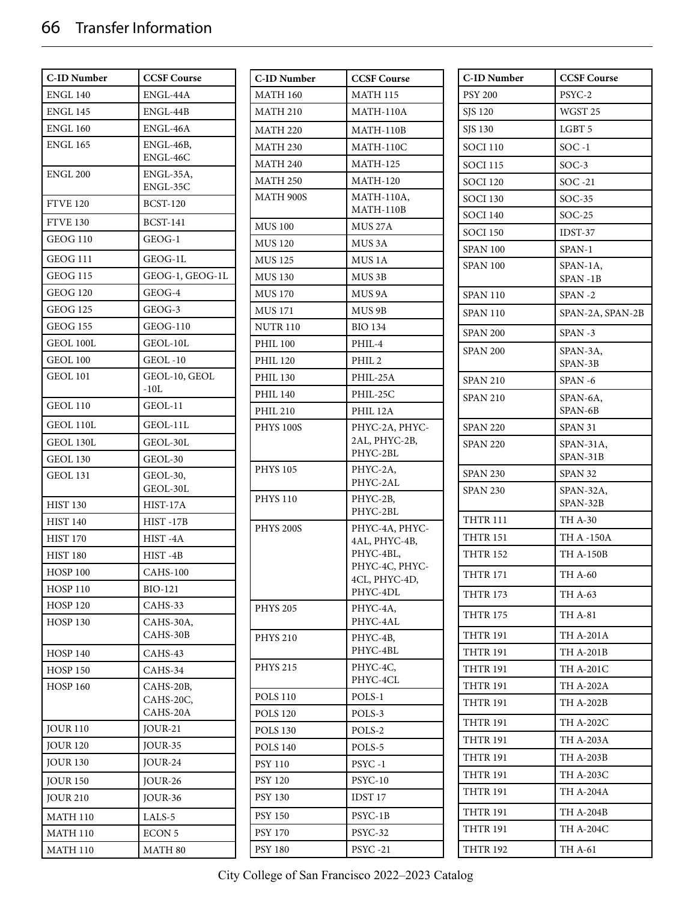| C-ID Number | CCSF Course |
|---|---|
| ENGL 140 | ENGL-44A |
| ENGL 145 | ENGL-44B |
| ENGL 160 | ENGL-46A |
| ENGL 165 | ENGL-46B, ENGL-46C |
| ENGL 200 | ENGL-35A, ENGL-35C |
| FTVE 120 | BCST-120 |
| FTVE 130 | BCST-141 |
| GEOG 110 | GEOG-1 |
| GEOG 111 | GEOG-1L |
| GEOG 115 | GEOG-1, GEOG-1L |
| GEOG 120 | GEOG-4 |
| GEOG 125 | GEOG-3 |
| GEOG 155 | GEOG-110 |
| GEOL 100L | GEOL-10L |
| GEOL 100 | GEOL -10 |
| GEOL 101 | GEOL-10, GEOL -10L |
| GEOL 110 | GEOL-11 |
| GEOL 110L | GEOL-11L |
| GEOL 130L | GEOL-30L |
| GEOL 130 | GEOL-30 |
| GEOL 131 | GEOL-30, GEOL-30L |
| HIST 130 | HIST-17A |
| HIST 140 | HIST -17B |
| HIST 170 | HIST -4A |
| HIST 180 | HIST -4B |
| HOSP 100 | CAHS-100 |
| HOSP 110 | BIO-121 |
| HOSP 120 | CAHS-33 |
| HOSP 130 | CAHS-30A, CAHS-30B |
| HOSP 140 | CAHS-43 |
| HOSP 150 | CAHS-34 |
| HOSP 160 | CAHS-20B, CAHS-20C, CAHS-20A |
| JOUR 110 | JOUR-21 |
| JOUR 120 | JOUR-35 |
| JOUR 130 | JOUR-24 |
| JOUR 150 | JOUR-26 |
| JOUR 210 | JOUR-36 |
| MATH 110 | LALS-5 |
| MATH 110 | ECON 5 |
| MATH 110 | MATH 80 |
| MATH 160 | MATH 115 |
| MATH 210 | MATH-110A |
| MATH 220 | MATH-110B |
| MATH 230 | MATH-110C |
| MATH 240 | MATH-125 |
| MATH 250 | MATH-120 |
| MATH 900S | MATH-110A, MATH-110B |
| MUS 100 | MUS 27A |
| MUS 120 | MUS 3A |
| MUS 125 | MUS 1A |
| MUS 130 | MUS 3B |
| MUS 170 | MUS 9A |
| MUS 171 | MUS 9B |
| NUTR 110 | BIO 134 |
| PHIL 100 | PHIL-4 |
| PHIL 120 | PHIL 2 |
| PHIL 130 | PHIL-25A |
| PHIL 140 | PHIL-25C |
| PHIL 210 | PHIL 12A |
| PHYS 100S | PHYC-2A, PHYC-2AL, PHYC-2B, PHYC-2BL |
| PHYS 105 | PHYC-2A, PHYC-2AL |
| PHYS 110 | PHYC-2B, PHYC-2BL |
| PHYS 200S | PHYC-4A, PHYC-4AL, PHYC-4B, PHYC-4BL, PHYC-4C, PHYC-4CL, PHYC-4D, PHYC-4DL |
| PHYS 205 | PHYC-4A, PHYC-4AL |
| PHYS 210 | PHYC-4B, PHYC-4BL |
| PHYS 215 | PHYC-4C, PHYC-4CL |
| POLS 110 | POLS-1 |
| POLS 120 | POLS-3 |
| POLS 130 | POLS-2 |
| POLS 140 | POLS-5 |
| PSY 110 | PSYC -1 |
| PSY 120 | PSYC-10 |
| PSY 130 | IDST 17 |
| PSY 150 | PSYC-1B |
| PSY 170 | PSYC-32 |
| PSY 180 | PSYC -21 |
| PSY 200 | PSYC-2 |
| SJS 120 | WGST 25 |
| SJS 130 | LGBT 5 |
| SOCI 110 | SOC -1 |
| SOCI 115 | SOC-3 |
| SOCI 120 | SOC -21 |
| SOCI 130 | SOC-35 |
| SOCI 140 | SOC-25 |
| SOCI 150 | IDST-37 |
| SPAN 100 | SPAN-1 |
| SPAN 100 | SPAN-1A, SPAN -1B |
| SPAN 110 | SPAN -2 |
| SPAN 110 | SPAN-2A, SPAN-2B |
| SPAN 200 | SPAN -3 |
| SPAN 200 | SPAN-3A, SPAN-3B |
| SPAN 210 | SPAN -6 |
| SPAN 210 | SPAN-6A, SPAN-6B |
| SPAN 220 | SPAN 31 |
| SPAN 220 | SPAN-31A, SPAN-31B |
| SPAN 230 | SPAN 32 |
| SPAN 230 | SPAN-32A, SPAN-32B |
| THTR 111 | TH A-30 |
| THTR 151 | TH A -150A |
| THTR 152 | TH A-150B |
| THTR 171 | TH A-60 |
| THTR 173 | TH A-63 |
| THTR 175 | TH A-81 |
| THTR 191 | TH A-201A |
| THTR 191 | TH A-201B |
| THTR 191 | TH A-201C |
| THTR 191 | TH A-202A |
| THTR 191 | TH A-202B |
| THTR 191 | TH A-202C |
| THTR 191 | TH A-203A |
| THTR 191 | TH A-203B |
| THTR 191 | TH A-203C |
| THTR 191 | TH A-204A |
| THTR 191 | TH A-204B |
| THTR 191 | TH A-204C |
| THTR 192 | TH A-61 |